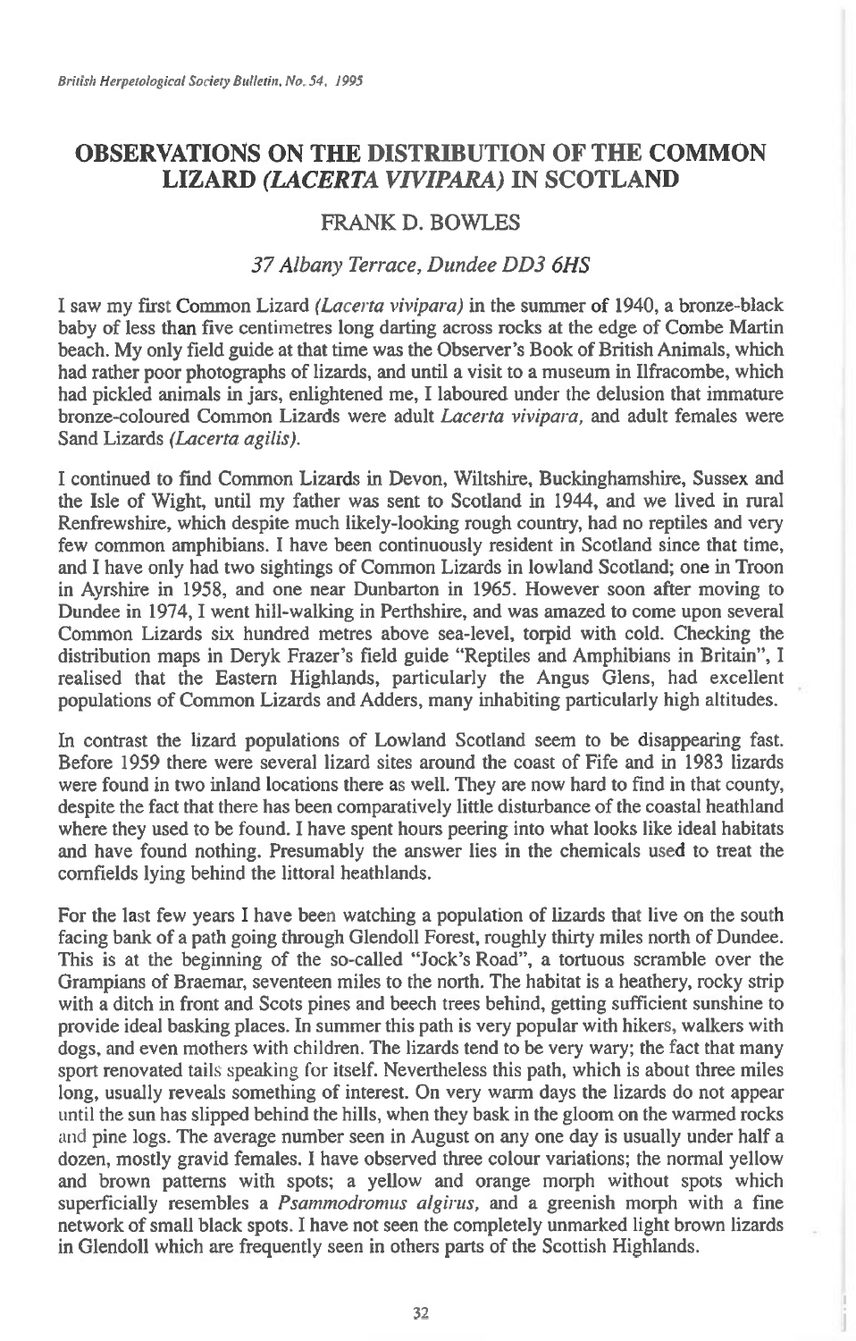# OBSERVATIONS ON THE DISTRIBUTION OF THE COMMON LIZARD (*LACERTA VIVIPARA*) IN SCOTLAND

## FRANK D. BOWLES

*37 Albany Terrace, Dundee DD3 6HS*

I saw my first Common Lizard (*Lacerta vivipara*) in the summer of 1940, a bronze-black baby of less than five centimetres long darting across rocks at the edge of Combe Martin beach. My only field guide at that time was the Observer's Book of British Animals, which had rather poor photographs of lizards, and until a visit to a museum in Ilfracombe, which had pickled animals in jars, enlightened me, I laboured under the delusion that immature bronze-coloured Common Lizards were adult *Lacerta vivipara*, and adult females were Sand Lizards (*Lacerta agilis*).

I continued to find Common Lizards in Devon, Wiltshire, Buckinghamshire, Sussex and the Isle of Wight, until my father was sent to Scotland in 1944, and we lived in rural Renfrewshire, which despite much likely-looking rough country, had no reptiles and very few common amphibians. I have been continuously resident in Scotland since that time, and I have only had two sightings of Common Lizards in lowland Scotland; one in Troon in Ayrshire in 1958, and one near Dunbarton in 1965. However soon after moving to Dundee in 1974, I went hill-walking in Perthshire, and was amazed to come upon several Common Lizards six hundred metres above sea-level, torpid with cold. Checking the distribution maps in Deryk Frazer's field guide "Reptiles and Amphibians in Britain", I realised that the Eastern Highlands, particularly the Angus Glens, had excellent populations of Common Lizards and Adders, many inhabiting particularly high altitudes.

In contrast the lizard populations of Lowland Scotland seem to be disappearing fast. Before 1959 there were several lizard sites around the coast of Fife and in 1983 lizards were found in two inland locations there as well. They are now hard to find in that county, despite the fact that there has been comparatively little disturbance of the coastal heathland where they used to be found. I have spent hours peering into what looks like ideal habitats and have found nothing. Presumably the answer lies in the chemicals used to treat the cornfields lying behind the littoral heathlands.

For the last few years I have been watching a population of lizards that live on the south facing bank of a path going through Glendoll Forest, roughly thirty miles north of Dundee. This is at the beginning of the so-called "Jock's Road", a tortuous scramble over the Grampians of Braemar, seventeen miles to the north. The habitat is a heathery, rocky strip with a ditch in front and Scots pines and beech trees behind, getting sufficient sunshine to provide ideal basking places. In summer this path is very popular with hikers, walkers with dogs, and even mothers with children. The lizards tend to be very wary; the fact that many sport renovated tails speaking for itself. Nevertheless this path, which is about three miles long, usually reveals something of interest. On very warm days the lizards do not appear until the sun has slipped behind the hills, when they bask in the gloom on the warmed rocks and pine logs. The average number seen in August on any one day is usually under half a dozen, mostly gravid females. I have observed three colour variations; the normal yellow and brown patterns with spots; a yellow and orange morph without spots which superficially resembles a *Psammodromus algirus*, and a greenish morph with a fine network of small black spots. I have not seen the completely unmarked light brown lizards in Glendoll which are frequently seen in others parts of the Scottish Highlands.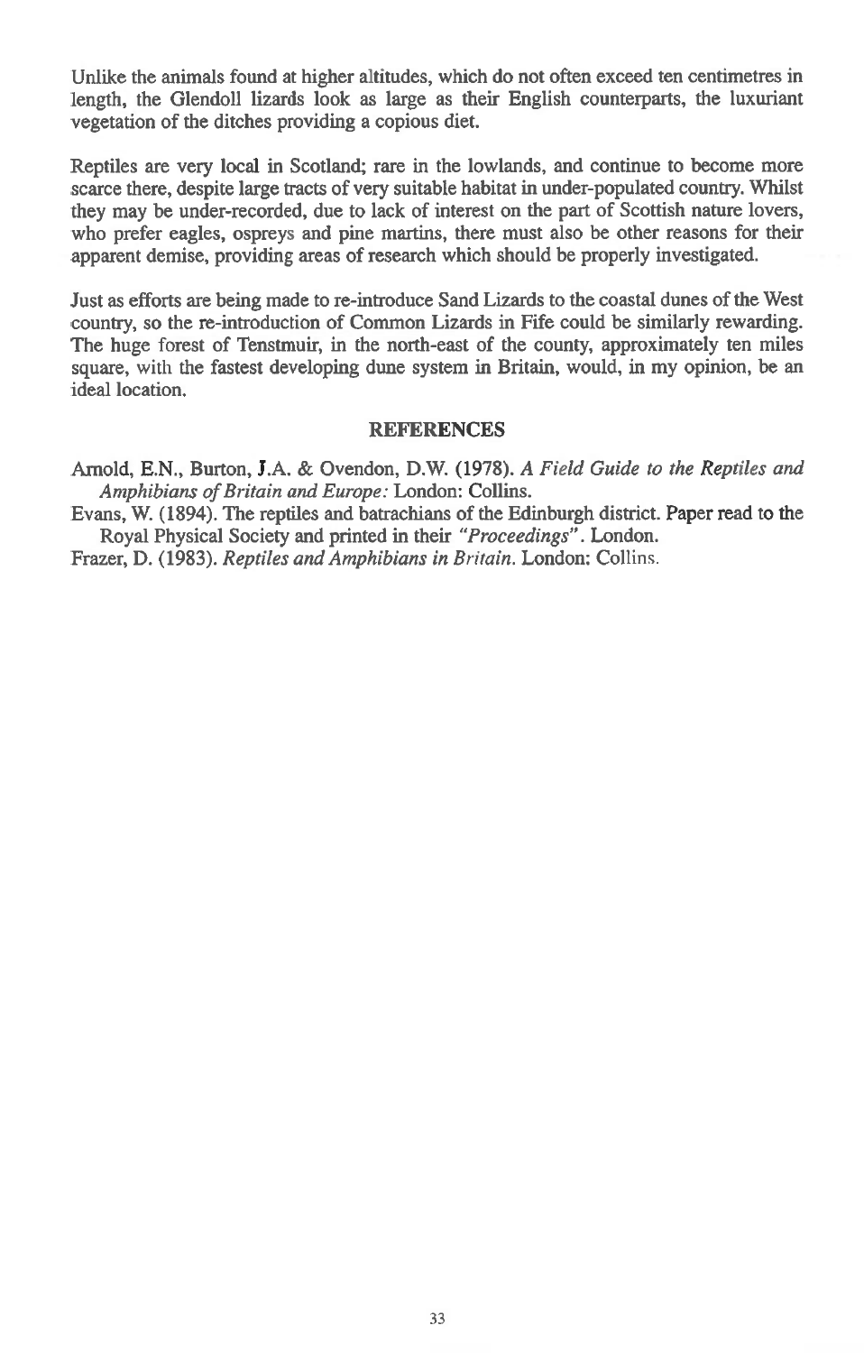Unlike the animals found at higher altitudes, which do not often exceed ten centimetres in length, the Glendoll lizards look as large as their English counterparts, the luxuriant vegetation of the ditches providing a copious diet.

Reptiles are very local in Scotland; rare in the lowlands, and continue to become more scarce there, despite large tracts of very suitable habitat in under-populated country. Whilst they may be under-recorded, due to lack of interest on the part of Scottish nature lovers, who prefer eagles, ospreys and pine martins, there must also be other reasons for their apparent demise, providing areas of research which should be properly investigated.

Just as efforts are being made to re-introduce Sand Lizards to the coastal dunes of the West country, so the re-introduction of Common Lizards in Fife could be similarly rewarding. The huge forest of Tenstmuir, in the north-east of the county, approximately ten miles square, with the fastest developing dune system in Britain, would, in my opinion, be an ideal location.

## REFERENCES

Arnold, E.N., Burton, J.A. & Ovendon, D.W. (1978). *A Field Guide to the Reptiles and Amphibians of Britain and Europe:* London: Collins.

Evans, W. (1894). The reptiles and batrachians of the Edinburgh district. Paper read to the Royal Physical Society and printed in their *"Proceedings"*. London.

Frazer, D. (1983). *Reptiles and Amphibians in Britain.* London: Collins.